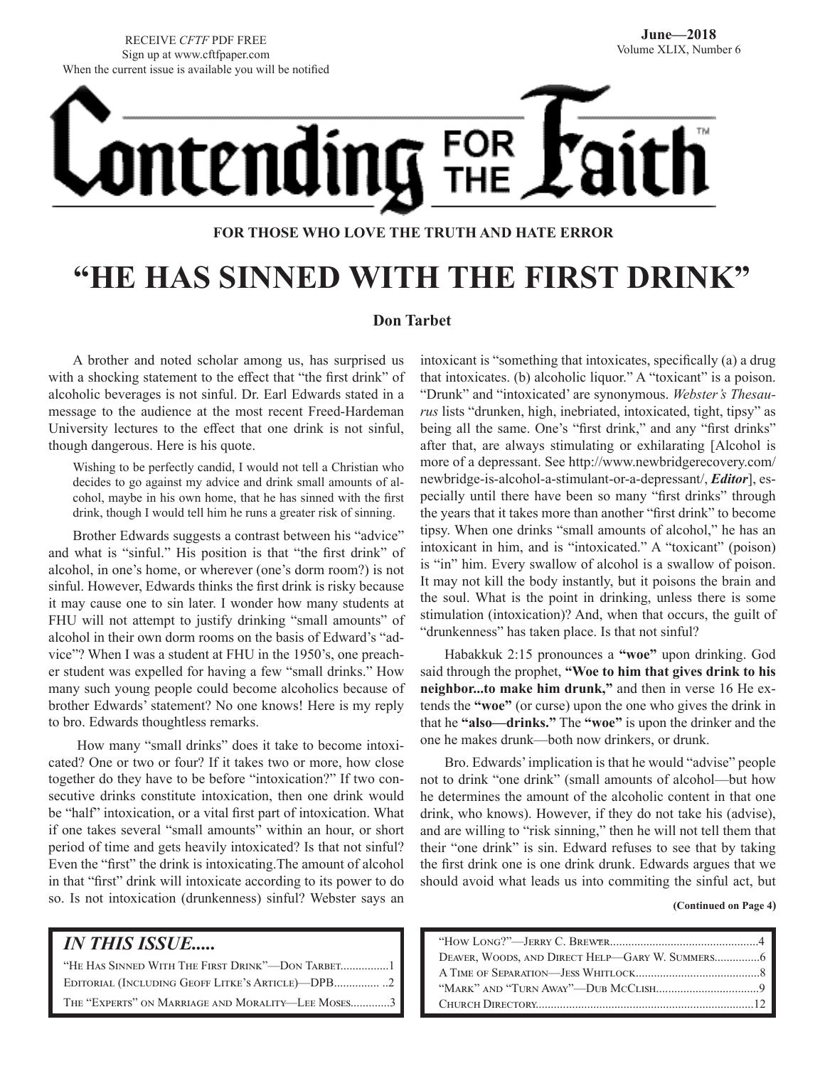RECEIVE *CFTF* PDF FREE
Sign up at www.cftfpaper.com
When the current issue is available you will be notified

**June—2018**
Volume XLIX, Number 6

# Contending for the Faith™

**FOR THOSE WHO LOVE THE TRUTH AND HATE ERROR**

# "HE HAS SINNED WITH THE FIRST DRINK"

**Don Tarbet**

A brother and noted scholar among us, has surprised us with a shocking statement to the effect that "the first drink" of alcoholic beverages is not sinful. Dr. Earl Edwards stated in a message to the audience at the most recent Freed-Hardeman University lectures to the effect that one drink is not sinful, though dangerous. Here is his quote.

> Wishing to be perfectly candid, I would not tell a Christian who decides to go against my advice and drink small amounts of alcohol, maybe in his own home, that he has sinned with the first drink, though I would tell him he runs a greater risk of sinning.

Brother Edwards suggests a contrast between his "advice" and what is "sinful." His position is that "the first drink" of alcohol, in one's home, or wherever (one's dorm room?) is not sinful. However, Edwards thinks the first drink is risky because it may cause one to sin later. I wonder how many students at FHU will not attempt to justify drinking "small amounts" of alcohol in their own dorm rooms on the basis of Edward's "advice"? When I was a student at FHU in the 1950's, one preacher student was expelled for having a few "small drinks." How many such young people could become alcoholics because of brother Edwards' statement? No one knows! Here is my reply to bro. Edwards thoughtless remarks.

How many "small drinks" does it take to become intoxicated? One or two or four? If it takes two or more, how close together do they have to be before "intoxication?" If two consecutive drinks constitute intoxication, then one drink would be "half" intoxication, or a vital first part of intoxication. What if one takes several "small amounts" within an hour, or short period of time and gets heavily intoxicated? Is that not sinful? Even the "first" the drink is intoxicating.The amount of alcohol in that "first" drink will intoxicate according to its power to do so. Is not intoxication (drunkenness) sinful? Webster says an intoxicant is "something that intoxicates, specifically (a) a drug that intoxicates. (b) alcoholic liquor." A "toxicant" is a poison. "Drunk" and "intoxicated' are synonymous. *Webster's Thesaurus* lists "drunken, high, inebriated, intoxicated, tight, tipsy" as being all the same. One's "first drink," and any "first drinks" after that, are always stimulating or exhilarating [Alcohol is more of a depressant. See http://www.newbridgerecovery.com/newbridge-is-alcohol-a-stimulant-or-a-depressant/, ***Editor***], especially until there have been so many "first drinks" through the years that it takes more than another "first drink" to become tipsy. When one drinks "small amounts of alcohol," he has an intoxicant in him, and is "intoxicated." A "toxicant" (poison) is "in" him. Every swallow of alcohol is a swallow of poison. It may not kill the body instantly, but it poisons the brain and the soul. What is the point in drinking, unless there is some stimulation (intoxication)? And, when that occurs, the guilt of "drunkenness" has taken place. Is that not sinful?

Habakkuk 2:15 pronounces a **"woe"** upon drinking. God said through the prophet, **"Woe to him that gives drink to his neighbor...to make him drunk,"** and then in verse 16 He extends the **"woe"** (or curse) upon the one who gives the drink in that he **"also—drinks."** The **"woe"** is upon the drinker and the one he makes drunk—both now drinkers, or drunk.

Bro. Edwards' implication is that he would "advise" people not to drink "one drink" (small amounts of alcohol—but how he determines the amount of the alcoholic content in that one drink, who knows). However, if they do not take his (advise), and are willing to "risk sinning," then he will not tell them that their "one drink" is sin. Edward refuses to see that by taking the first drink one is one drink drunk. Edwards argues that we should avoid what leads us into commiting the sinful act, but

**(Continued on Page 4)**

## *IN THIS ISSUE.....*

"He Has Sinned With The First Drink"—Don Tarbet................1
Editorial (Including Geoff Litke's Article)—DPB............... ..2
The "Experts" on Marriage and Morality—Lee Moses.............3
"How Long?"—Jerry C. Brewer.................................................4
Deaver, Woods, and Direct Help—Gary W. Summers...............6
A Time of Separation—Jess Whitlock.........................................8
"Mark" and "Turn Away"—Dub McClish..................................9
Church Directory.......................................................................12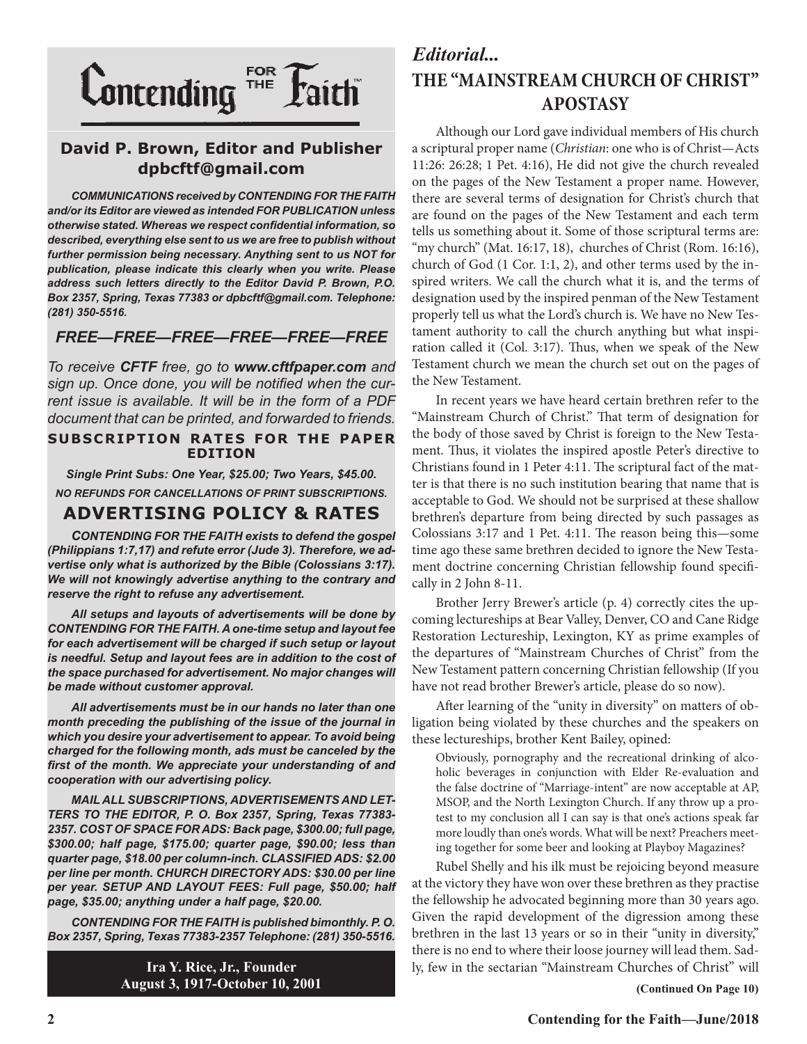# Contending FOR THE Faith™

**David P. Brown, Editor and Publisher**
**dpbcftf@gmail.com**

***COMMUNICATIONS received by CONTENDING FOR THE FAITH and/or its Editor are viewed as intended FOR PUBLICATION unless otherwise stated. Whereas we respect confidential information, so described, everything else sent to us we are free to publish without further permission being necessary. Anything sent to us NOT for publication, please indicate this clearly when you write. Please address such letters directly to the Editor David P. Brown, P.O. Box 2357, Spring, Texas 77383 or dpbcftf@gmail.com. Telephone: (281) 350-5516.***

## *FREE—FREE—FREE—FREE—FREE—FREE*

*To receive **CFTF** free, go to **www.cftfpaper.com** and sign up. Once done, you will be notified when the current issue is available. It will be in the form of a PDF document that can be printed, and forwarded to friends.*

**SUBSCRIPTION RATES FOR THE PAPER EDITION**

***Single Print Subs: One Year, $25.00; Two Years, $45.00.***

***NO REFUNDS FOR CANCELLATIONS OF PRINT SUBSCRIPTIONS.***

## ADVERTISING POLICY & RATES

***CONTENDING FOR THE FAITH exists to defend the gospel (Philippians 1:7,17) and refute error (Jude 3). Therefore, we advertise only what is authorized by the Bible (Colossians 3:17). We will not knowingly advertise anything to the contrary and reserve the right to refuse any advertisement.***

***All setups and layouts of advertisements will be done by CONTENDING FOR THE FAITH. A one-time setup and layout fee for each advertisement will be charged if such setup or layout is needful. Setup and layout fees are in addition to the cost of the space purchased for advertisement. No major changes will be made without customer approval.***

***All advertisements must be in our hands no later than one month preceding the publishing of the issue of the journal in which you desire your advertisement to appear. To avoid being charged for the following month, ads must be canceled by the first of the month. We appreciate your understanding of and cooperation with our advertising policy.***

***MAIL ALL SUBSCRIPTIONS, ADVERTISEMENTS AND LETTERS TO THE EDITOR, P. O. Box 2357, Spring, Texas 77383-2357. COST OF SPACE FOR ADS: Back page, $300.00; full page, $300.00; half page, $175.00; quarter page, $90.00; less than quarter page, $18.00 per column-inch. CLASSIFIED ADS: $2.00 per line per month. CHURCH DIRECTORY ADS: $30.00 per line per year. SETUP AND LAYOUT FEES: Full page, $50.00; half page, $35.00; anything under a half page, $20.00.***

***CONTENDING FOR THE FAITH is published bimonthly. P. O. Box 2357, Spring, Texas 77383-2357 Telephone: (281) 350-5516.***

**Ira Y. Rice, Jr., Founder**
**August 3, 1917-October 10, 2001**

## *Editorial...*

# THE "MAINSTREAM CHURCH OF CHRIST" APOSTASY

Although our Lord gave individual members of His church a scriptural proper name (*Christian*: one who is of Christ—Acts 11:26: 26:28; 1 Pet. 4:16), He did not give the church revealed on the pages of the New Testament a proper name. However, there are several terms of designation for Christ's church that are found on the pages of the New Testament and each term tells us something about it. Some of those scriptural terms are: "my church" (Mat. 16:17, 18), churches of Christ (Rom. 16:16), church of God (1 Cor. 1:1, 2), and other terms used by the inspired writers. We call the church what it is, and the terms of designation used by the inspired penman of the New Testament properly tell us what the Lord's church is. We have no New Testament authority to call the church anything but what inspiration called it (Col. 3:17). Thus, when we speak of the New Testament church we mean the church set out on the pages of the New Testament.

In recent years we have heard certain brethren refer to the "Mainstream Church of Christ." That term of designation for the body of those saved by Christ is foreign to the New Testament. Thus, it violates the inspired apostle Peter's directive to Christians found in 1 Peter 4:11. The scriptural fact of the matter is that there is no such institution bearing that name that is acceptable to God. We should not be surprised at these shallow brethren's departure from being directed by such passages as Colossians 3:17 and 1 Pet. 4:11. The reason being this—some time ago these same brethren decided to ignore the New Testament doctrine concerning Christian fellowship found specifically in 2 John 8-11.

Brother Jerry Brewer's article (p. 4) correctly cites the upcoming lectureships at Bear Valley, Denver, CO and Cane Ridge Restoration Lectureship, Lexington, KY as prime examples of the departures of "Mainstream Churches of Christ" from the New Testament pattern concerning Christian fellowship (If you have not read brother Brewer's article, please do so now).

After learning of the "unity in diversity" on matters of obligation being violated by these churches and the speakers on these lectureships, brother Kent Bailey, opined:

> Obviously, pornography and the recreational drinking of alcoholic beverages in conjunction with Elder Re-evaluation and the false doctrine of "Marriage-intent" are now acceptable at AP, MSOP, and the North Lexington Church. If any throw up a protest to my conclusion all I can say is that one's actions speak far more loudly than one's words. What will be next? Preachers meeting together for some beer and looking at Playboy Magazines?

Rubel Shelly and his ilk must be rejoicing beyond measure at the victory they have won over these brethren as they practise the fellowship he advocated beginning more than 30 years ago. Given the rapid development of the digression among these brethren in the last 13 years or so in their "unity in diversity," there is no end to where their loose journey will lead them. Sadly, few in the sectarian "Mainstream Churches of Christ" will

**(Continued On Page 10)**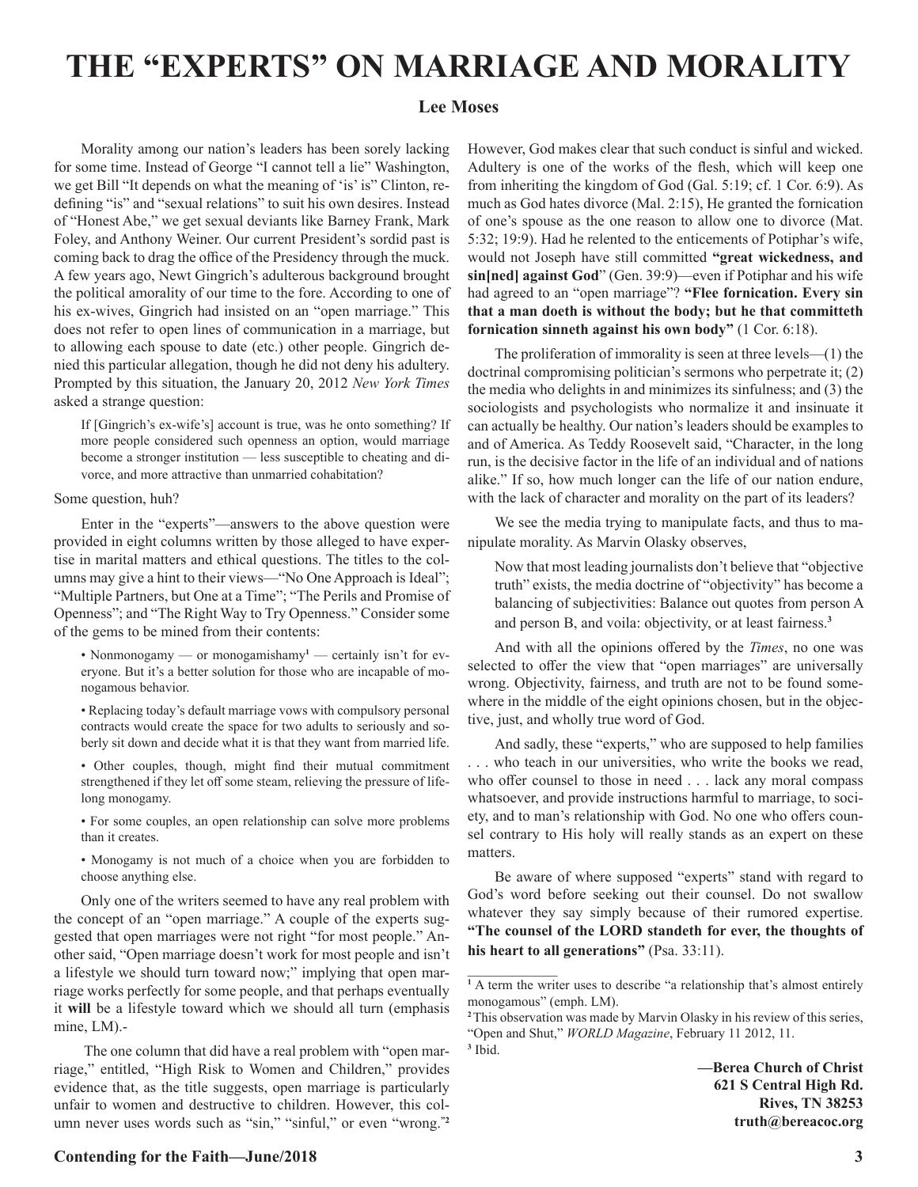# THE "EXPERTS" ON MARRIAGE AND MORALITY

**Lee Moses**

Morality among our nation's leaders has been sorely lacking for some time. Instead of George "I cannot tell a lie" Washington, we get Bill "It depends on what the meaning of 'is' is" Clinton, redefining "is" and "sexual relations" to suit his own desires. Instead of "Honest Abe," we get sexual deviants like Barney Frank, Mark Foley, and Anthony Weiner. Our current President's sordid past is coming back to drag the office of the Presidency through the muck. A few years ago, Newt Gingrich's adulterous background brought the political amorality of our time to the fore. According to one of his ex-wives, Gingrich had insisted on an "open marriage." This does not refer to open lines of communication in a marriage, but to allowing each spouse to date (etc.) other people. Gingrich denied this particular allegation, though he did not deny his adultery. Prompted by this situation, the January 20, 2012 *New York Times* asked a strange question:

> If [Gingrich's ex-wife's] account is true, was he onto something? If more people considered such openness an option, would marriage become a stronger institution — less susceptible to cheating and divorce, and more attractive than unmarried cohabitation?

Some question, huh?

Enter in the "experts"—answers to the above question were provided in eight columns written by those alleged to have expertise in marital matters and ethical questions. The titles to the columns may give a hint to their views—"No One Approach is Ideal"; "Multiple Partners, but One at a Time"; "The Perils and Promise of Openness"; and "The Right Way to Try Openness." Consider some of the gems to be mined from their contents:

> • Nonmonogamy — or monogamishamy[1] — certainly isn't for everyone. But it's a better solution for those who are incapable of monogamous behavior.
>
> • Replacing today's default marriage vows with compulsory personal contracts would create the space for two adults to seriously and soberly sit down and decide what it is that they want from married life.
>
> • Other couples, though, might find their mutual commitment strengthened if they let off some steam, relieving the pressure of lifelong monogamy.
>
> • For some couples, an open relationship can solve more problems than it creates.
>
> • Monogamy is not much of a choice when you are forbidden to choose anything else.

Only one of the writers seemed to have any real problem with the concept of an "open marriage." A couple of the experts suggested that open marriages were not right "for most people." Another said, "Open marriage doesn't work for most people and isn't a lifestyle we should turn toward now;" implying that open marriage works perfectly for some people, and that perhaps eventually it **will** be a lifestyle toward which we should all turn (emphasis mine, LM).-

The one column that did have a real problem with "open marriage," entitled, "High Risk to Women and Children," provides evidence that, as the title suggests, open marriage is particularly unfair to women and destructive to children. However, this column never uses words such as "sin," "sinful," or even "wrong."[2] However, God makes clear that such conduct is sinful and wicked. Adultery is one of the works of the flesh, which will keep one from inheriting the kingdom of God (Gal. 5:19; cf. 1 Cor. 6:9). As much as God hates divorce (Mal. 2:15), He granted the fornication of one's spouse as the one reason to allow one to divorce (Mat. 5:32; 19:9). Had he relented to the enticements of Potiphar's wife, would not Joseph have still committed **"great wickedness, and sin[ned] against God"** (Gen. 39:9)—even if Potiphar and his wife had agreed to an "open marriage"? **"Flee fornication. Every sin that a man doeth is without the body; but he that committeth fornication sinneth against his own body"** (1 Cor. 6:18).

The proliferation of immorality is seen at three levels—(1) the doctrinal compromising politician's sermons who perpetrate it; (2) the media who delights in and minimizes its sinfulness; and (3) the sociologists and psychologists who normalize it and insinuate it can actually be healthy. Our nation's leaders should be examples to and of America. As Teddy Roosevelt said, "Character, in the long run, is the decisive factor in the life of an individual and of nations alike." If so, how much longer can the life of our nation endure, with the lack of character and morality on the part of its leaders?

We see the media trying to manipulate facts, and thus to manipulate morality. As Marvin Olasky observes,

> Now that most leading journalists don't believe that "objective truth" exists, the media doctrine of "objectivity" has become a balancing of subjectivities: Balance out quotes from person A and person B, and voila: objectivity, or at least fairness.[3]

And with all the opinions offered by the *Times*, no one was selected to offer the view that "open marriages" are universally wrong. Objectivity, fairness, and truth are not to be found somewhere in the middle of the eight opinions chosen, but in the objective, just, and wholly true word of God.

And sadly, these "experts," who are supposed to help families . . . who teach in our universities, who write the books we read, who offer counsel to those in need . . . lack any moral compass whatsoever, and provide instructions harmful to marriage, to society, and to man's relationship with God. No one who offers counsel contrary to His holy will really stands as an expert on these matters.

Be aware of where supposed "experts" stand with regard to God's word before seeking out their counsel. Do not swallow whatever they say simply because of their rumored expertise. **"The counsel of the LORD standeth for ever, the thoughts of his heart to all generations"** (Psa. 33:11).

---

[1] A term the writer uses to describe "a relationship that's almost entirely monogamous" (emph. LM).

[2] This observation was made by Marvin Olasky in his review of this series, "Open and Shut," *WORLD Magazine*, February 11 2012, 11.

[3] Ibid.

**—Berea Church of Christ**
**621 S Central High Rd.**
**Rives, TN 38253**
**truth@bereacoc.org**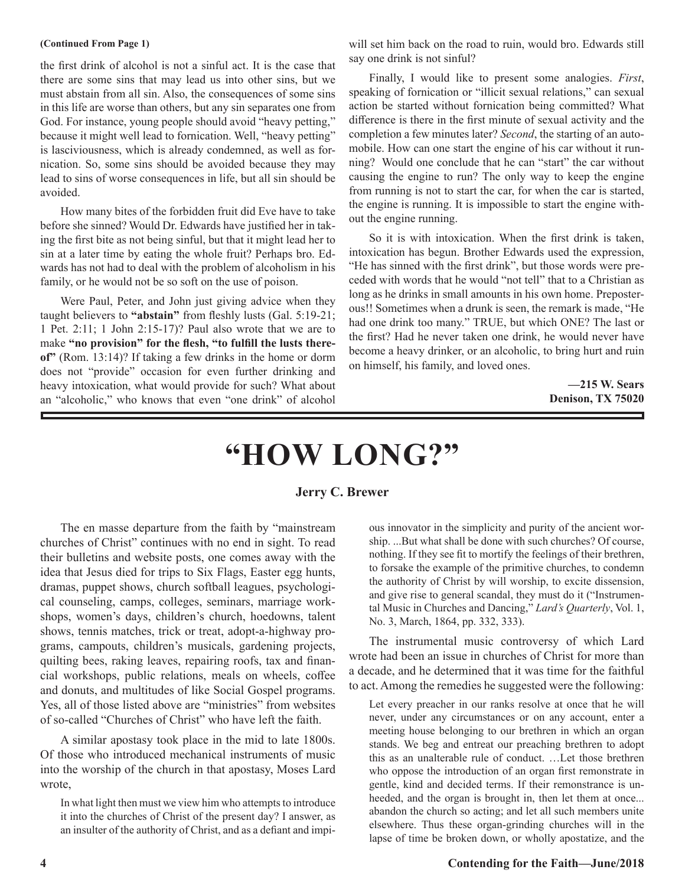**(Continued From Page 1)**

the first drink of alcohol is not a sinful act. It is the case that there are some sins that may lead us into other sins, but we must abstain from all sin. Also, the consequences of some sins in this life are worse than others, but any sin separates one from God. For instance, young people should avoid "heavy petting," because it might well lead to fornication. Well, "heavy petting" is lasciviousness, which is already condemned, as well as fornication. So, some sins should be avoided because they may lead to sins of worse consequences in life, but all sin should be avoided.

How many bites of the forbidden fruit did Eve have to take before she sinned? Would Dr. Edwards have justified her in taking the first bite as not being sinful, but that it might lead her to sin at a later time by eating the whole fruit? Perhaps bro. Edwards has not had to deal with the problem of alcoholism in his family, or he would not be so soft on the use of poison.

Were Paul, Peter, and John just giving advice when they taught believers to **"abstain"** from fleshly lusts (Gal. 5:19-21; 1 Pet. 2:11; 1 John 2:15-17)? Paul also wrote that we are to make **"no provision" for the flesh, "to fulfill the lusts thereof"** (Rom. 13:14)? If taking a few drinks in the home or dorm does not "provide" occasion for even further drinking and heavy intoxication, what would provide for such? What about an "alcoholic," who knows that even "one drink" of alcohol will set him back on the road to ruin, would bro. Edwards still say one drink is not sinful?

Finally, I would like to present some analogies. *First*, speaking of fornication or "illicit sexual relations," can sexual action be started without fornication being committed? What difference is there in the first minute of sexual activity and the completion a few minutes later? *Second*, the starting of an automobile. How can one start the engine of his car without it running? Would one conclude that he can "start" the car without causing the engine to run? The only way to keep the engine from running is not to start the car, for when the car is started, the engine is running. It is impossible to start the engine without the engine running.

So it is with intoxication. When the first drink is taken, intoxication has begun. Brother Edwards used the expression, "He has sinned with the first drink", but those words were preceded with words that he would "not tell" that to a Christian as long as he drinks in small amounts in his own home. Preposterous!! Sometimes when a drunk is seen, the remark is made, "He had one drink too many." TRUE, but which ONE? The last or the first? Had he never taken one drink, he would never have become a heavy drinker, or an alcoholic, to bring hurt and ruin on himself, his family, and loved ones.

**—215 W. Sears**
**Denison, TX 75020**

# "HOW LONG?"

**Jerry C. Brewer**

The en masse departure from the faith by "mainstream churches of Christ" continues with no end in sight. To read their bulletins and website posts, one comes away with the idea that Jesus died for trips to Six Flags, Easter egg hunts, dramas, puppet shows, church softball leagues, psychological counseling, camps, colleges, seminars, marriage workshops, women's days, children's church, hoedowns, talent shows, tennis matches, trick or treat, adopt-a-highway programs, campouts, children's musicals, gardening projects, quilting bees, raking leaves, repairing roofs, tax and financial workshops, public relations, meals on wheels, coffee and donuts, and multitudes of like Social Gospel programs. Yes, all of those listed above are "ministries" from websites of so-called "Churches of Christ" who have left the faith.

A similar apostasy took place in the mid to late 1800s. Of those who introduced mechanical instruments of music into the worship of the church in that apostasy, Moses Lard wrote,

> In what light then must we view him who attempts to introduce it into the churches of Christ of the present day? I answer, as an insulter of the authority of Christ, and as a defiant and impious innovator in the simplicity and purity of the ancient worship. ...But what shall be done with such churches? Of course, nothing. If they see fit to mortify the feelings of their brethren, to forsake the example of the primitive churches, to condemn the authority of Christ by will worship, to excite dissension, and give rise to general scandal, they must do it ("Instrumental Music in Churches and Dancing," *Lard's Quarterly*, Vol. 1, No. 3, March, 1864, pp. 332, 333).

The instrumental music controversy of which Lard wrote had been an issue in churches of Christ for more than a decade, and he determined that it was time for the faithful to act. Among the remedies he suggested were the following:

> Let every preacher in our ranks resolve at once that he will never, under any circumstances or on any account, enter a meeting house belonging to our brethren in which an organ stands. We beg and entreat our preaching brethren to adopt this as an unalterable rule of conduct. …Let those brethren who oppose the introduction of an organ first remonstrate in gentle, kind and decided terms. If their remonstrance is unheeded, and the organ is brought in, then let them at once... abandon the church so acting; and let all such members unite elsewhere. Thus these organ-grinding churches will in the lapse of time be broken down, or wholly apostatize, and the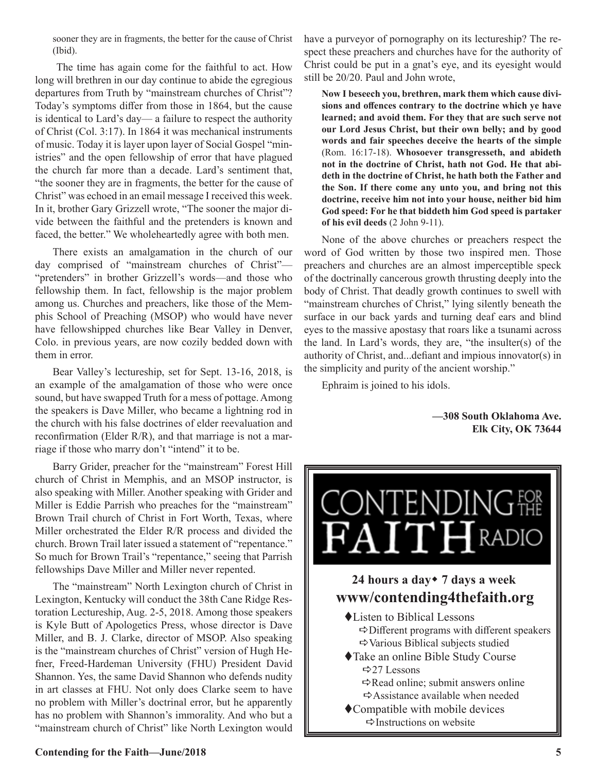sooner they are in fragments, the better for the cause of Christ (Ibid).

The time has again come for the faithful to act. How long will brethren in our day continue to abide the egregious departures from Truth by "mainstream churches of Christ"? Today's symptoms differ from those in 1864, but the cause is identical to Lard's day— a failure to respect the authority of Christ (Col. 3:17). In 1864 it was mechanical instruments of music. Today it is layer upon layer of Social Gospel "ministries" and the open fellowship of error that have plagued the church far more than a decade. Lard's sentiment that, "the sooner they are in fragments, the better for the cause of Christ" was echoed in an email message I received this week. In it, brother Gary Grizzell wrote, "The sooner the major divide between the faithful and the pretenders is known and faced, the better." We wholeheartedly agree with both men.

There exists an amalgamation in the church of our day comprised of "mainstream churches of Christ"— "pretenders" in brother Grizzell's words—and those who fellowship them. In fact, fellowship is the major problem among us. Churches and preachers, like those of the Memphis School of Preaching (MSOP) who would have never have fellowshipped churches like Bear Valley in Denver, Colo. in previous years, are now cozily bedded down with them in error.

Bear Valley's lectureship, set for Sept. 13-16, 2018, is an example of the amalgamation of those who were once sound, but have swapped Truth for a mess of pottage. Among the speakers is Dave Miller, who became a lightning rod in the church with his false doctrines of elder reevaluation and reconfirmation (Elder R/R), and that marriage is not a marriage if those who marry don't "intend" it to be.

Barry Grider, preacher for the "mainstream" Forest Hill church of Christ in Memphis, and an MSOP instructor, is also speaking with Miller. Another speaking with Grider and Miller is Eddie Parrish who preaches for the "mainstream" Brown Trail church of Christ in Fort Worth, Texas, where Miller orchestrated the Elder R/R process and divided the church. Brown Trail later issued a statement of "repentance." So much for Brown Trail's "repentance," seeing that Parrish fellowships Dave Miller and Miller never repented.

The "mainstream" North Lexington church of Christ in Lexington, Kentucky will conduct the 38th Cane Ridge Restoration Lectureship, Aug. 2-5, 2018. Among those speakers is Kyle Butt of Apologetics Press, whose director is Dave Miller, and B. J. Clarke, director of MSOP. Also speaking is the "mainstream churches of Christ" version of Hugh Hefner, Freed-Hardeman University (FHU) President David Shannon. Yes, the same David Shannon who defends nudity in art classes at FHU. Not only does Clarke seem to have no problem with Miller's doctrinal error, but he apparently has no problem with Shannon's immorality. And who but a "mainstream church of Christ" like North Lexington would have a purveyor of pornography on its lectureship? The respect these preachers and churches have for the authority of Christ could be put in a gnat's eye, and its eyesight would still be 20/20. Paul and John wrote,

> **Now I beseech you, brethren, mark them which cause divisions and offences contrary to the doctrine which ye have learned; and avoid them. For they that are such serve not our Lord Jesus Christ, but their own belly; and by good words and fair speeches deceive the hearts of the simple** (Rom. 16:17-18). **Whosoever transgresseth, and abideth not in the doctrine of Christ, hath not God. He that abideth in the doctrine of Christ, he hath both the Father and the Son. If there come any unto you, and bring not this doctrine, receive him not into your house, neither bid him God speed: For he that biddeth him God speed is partaker of his evil deeds** (2 John 9-11).

None of the above churches or preachers respect the word of God written by those two inspired men. Those preachers and churches are an almost imperceptible speck of the doctrinally cancerous growth thrusting deeply into the body of Christ. That deadly growth continues to swell with "mainstream churches of Christ," lying silently beneath the surface in our back yards and turning deaf ears and blind eyes to the massive apostasy that roars like a tsunami across the land. In Lard's words, they are, "the insulter(s) of the authority of Christ, and...defiant and impious innovator(s) in the simplicity and purity of the ancient worship."

Ephraim is joined to his idols.

**—308 South Oklahoma Ave.**
**Elk City, OK 73644**

---

# CONTENDING FOR THE FAITH RADIO

### 24 hours a day ◆ 7 days a week
### www/contending4thefaith.org

- ♦Listen to Biblical Lessons
  - ⇨Different programs with different speakers
  - ⇨Various Biblical subjects studied
- ♦Take an online Bible Study Course
  - ⇨27 Lessons
  - ⇨Read online; submit answers online
  - ⇨Assistance available when needed
- ♦Compatible with mobile devices
  - ⇨Instructions on website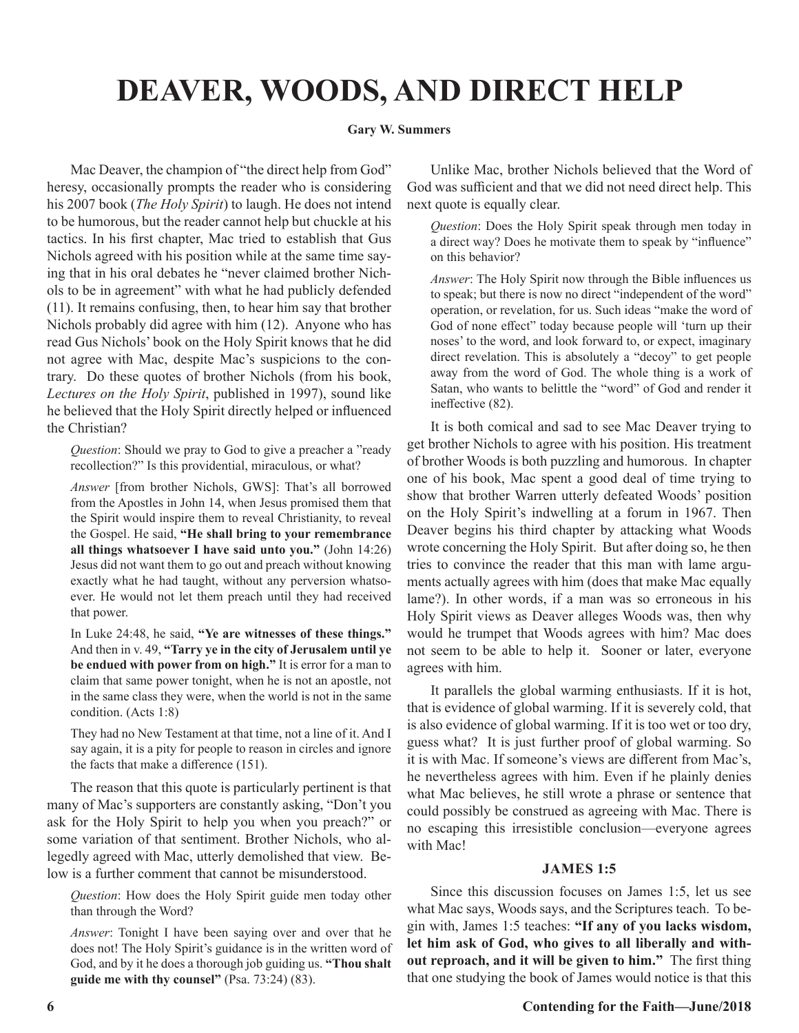# DEAVER, WOODS, AND DIRECT HELP

**Gary W. Summers**

Mac Deaver, the champion of "the direct help from God" heresy, occasionally prompts the reader who is considering his 2007 book (*The Holy Spirit*) to laugh. He does not intend to be humorous, but the reader cannot help but chuckle at his tactics. In his first chapter, Mac tried to establish that Gus Nichols agreed with his position while at the same time saying that in his oral debates he "never claimed brother Nichols to be in agreement" with what he had publicly defended (11). It remains confusing, then, to hear him say that brother Nichols probably did agree with him (12). Anyone who has read Gus Nichols' book on the Holy Spirit knows that he did not agree with Mac, despite Mac's suspicions to the contrary. Do these quotes of brother Nichols (from his book, *Lectures on the Holy Spirit*, published in 1997), sound like he believed that the Holy Spirit directly helped or influenced the Christian?

> *Question*: Should we pray to God to give a preacher a "ready recollection?" Is this providential, miraculous, or what?
>
> *Answer* [from brother Nichols, GWS]: That's all borrowed from the Apostles in John 14, when Jesus promised them that the Spirit would inspire them to reveal Christianity, to reveal the Gospel. He said, **"He shall bring to your remembrance all things whatsoever I have said unto you."** (John 14:26) Jesus did not want them to go out and preach without knowing exactly what he had taught, without any perversion whatsoever. He would not let them preach until they had received that power.
>
> In Luke 24:48, he said, **"Ye are witnesses of these things."** And then in v. 49, **"Tarry ye in the city of Jerusalem until ye be endued with power from on high."** It is error for a man to claim that same power tonight, when he is not an apostle, not in the same class they were, when the world is not in the same condition. (Acts 1:8)
>
> They had no New Testament at that time, not a line of it. And I say again, it is a pity for people to reason in circles and ignore the facts that make a difference (151).

The reason that this quote is particularly pertinent is that many of Mac's supporters are constantly asking, "Don't you ask for the Holy Spirit to help you when you preach?" or some variation of that sentiment. Brother Nichols, who allegedly agreed with Mac, utterly demolished that view. Below is a further comment that cannot be misunderstood.

> *Question*: How does the Holy Spirit guide men today other than through the Word?
>
> *Answer*: Tonight I have been saying over and over that he does not! The Holy Spirit's guidance is in the written word of God, and by it he does a thorough job guiding us. **"Thou shalt guide me with thy counsel"** (Psa. 73:24) (83).

Unlike Mac, brother Nichols believed that the Word of God was sufficient and that we did not need direct help. This next quote is equally clear.

> *Question*: Does the Holy Spirit speak through men today in a direct way? Does he motivate them to speak by "influence" on this behavior?
>
> *Answer*: The Holy Spirit now through the Bible influences us to speak; but there is now no direct "independent of the word" operation, or revelation, for us. Such ideas "make the word of God of none effect" today because people will 'turn up their noses' to the word, and look forward to, or expect, imaginary direct revelation. This is absolutely a "decoy" to get people away from the word of God. The whole thing is a work of Satan, who wants to belittle the "word" of God and render it ineffective (82).

It is both comical and sad to see Mac Deaver trying to get brother Nichols to agree with his position. His treatment of brother Woods is both puzzling and humorous. In chapter one of his book, Mac spent a good deal of time trying to show that brother Warren utterly defeated Woods' position on the Holy Spirit's indwelling at a forum in 1967. Then Deaver begins his third chapter by attacking what Woods wrote concerning the Holy Spirit. But after doing so, he then tries to convince the reader that this man with lame arguments actually agrees with him (does that make Mac equally lame?). In other words, if a man was so erroneous in his Holy Spirit views as Deaver alleges Woods was, then why would he trumpet that Woods agrees with him? Mac does not seem to be able to help it. Sooner or later, everyone agrees with him.

It parallels the global warming enthusiasts. If it is hot, that is evidence of global warming. If it is severely cold, that is also evidence of global warming. If it is too wet or too dry, guess what? It is just further proof of global warming. So it is with Mac. If someone's views are different from Mac's, he nevertheless agrees with him. Even if he plainly denies what Mac believes, he still wrote a phrase or sentence that could possibly be construed as agreeing with Mac. There is no escaping this irresistible conclusion—everyone agrees with Mac!

### JAMES 1:5

Since this discussion focuses on James 1:5, let us see what Mac says, Woods says, and the Scriptures teach. To begin with, James 1:5 teaches: **"If any of you lacks wisdom, let him ask of God, who gives to all liberally and without reproach, and it will be given to him."** The first thing that one studying the book of James would notice is that this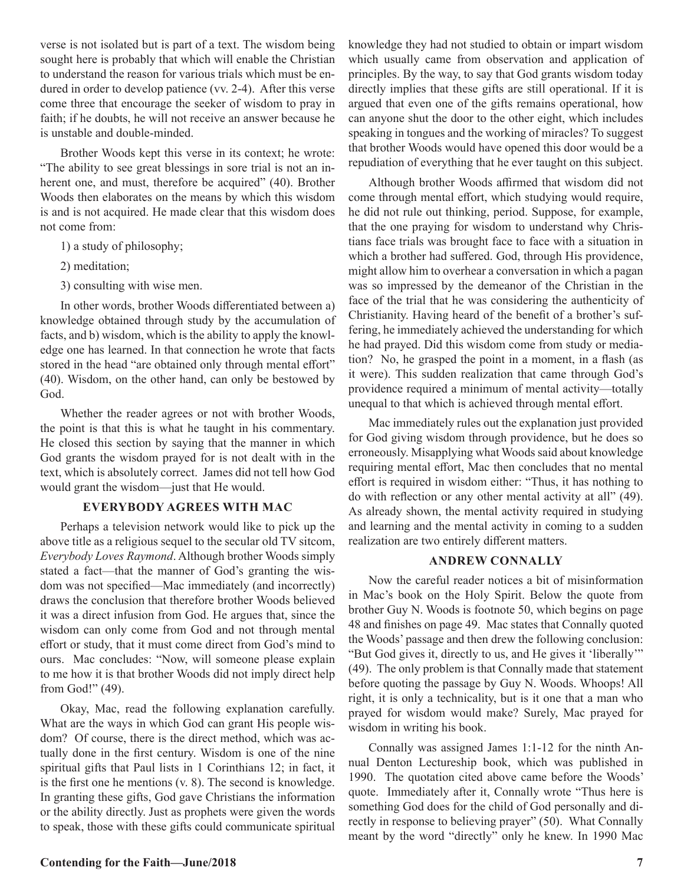verse is not isolated but is part of a text. The wisdom being sought here is probably that which will enable the Christian to understand the reason for various trials which must be endured in order to develop patience (vv. 2-4). After this verse come three that encourage the seeker of wisdom to pray in faith; if he doubts, he will not receive an answer because he is unstable and double-minded.

Brother Woods kept this verse in its context; he wrote: "The ability to see great blessings in sore trial is not an inherent one, and must, therefore be acquired" (40). Brother Woods then elaborates on the means by which this wisdom is and is not acquired. He made clear that this wisdom does not come from:

1) a study of philosophy;

2) meditation;

3) consulting with wise men.

In other words, brother Woods differentiated between a) knowledge obtained through study by the accumulation of facts, and b) wisdom, which is the ability to apply the knowledge one has learned. In that connection he wrote that facts stored in the head "are obtained only through mental effort" (40). Wisdom, on the other hand, can only be bestowed by God.

Whether the reader agrees or not with brother Woods, the point is that this is what he taught in his commentary. He closed this section by saying that the manner in which God grants the wisdom prayed for is not dealt with in the text, which is absolutely correct. James did not tell how God would grant the wisdom—just that He would.

### EVERYBODY AGREES WITH MAC

Perhaps a television network would like to pick up the above title as a religious sequel to the secular old TV sitcom, *Everybody Loves Raymond*. Although brother Woods simply stated a fact—that the manner of God's granting the wisdom was not specified—Mac immediately (and incorrectly) draws the conclusion that therefore brother Woods believed it was a direct infusion from God. He argues that, since the wisdom can only come from God and not through mental effort or study, that it must come direct from God's mind to ours. Mac concludes: "Now, will someone please explain to me how it is that brother Woods did not imply direct help from God!" (49).

Okay, Mac, read the following explanation carefully. What are the ways in which God can grant His people wisdom? Of course, there is the direct method, which was actually done in the first century. Wisdom is one of the nine spiritual gifts that Paul lists in 1 Corinthians 12; in fact, it is the first one he mentions (v. 8). The second is knowledge. In granting these gifts, God gave Christians the information or the ability directly. Just as prophets were given the words to speak, those with these gifts could communicate spiritual knowledge they had not studied to obtain or impart wisdom which usually came from observation and application of principles. By the way, to say that God grants wisdom today directly implies that these gifts are still operational. If it is argued that even one of the gifts remains operational, how can anyone shut the door to the other eight, which includes speaking in tongues and the working of miracles? To suggest that brother Woods would have opened this door would be a repudiation of everything that he ever taught on this subject.

Although brother Woods affirmed that wisdom did not come through mental effort, which studying would require, he did not rule out thinking, period. Suppose, for example, that the one praying for wisdom to understand why Christians face trials was brought face to face with a situation in which a brother had suffered. God, through His providence, might allow him to overhear a conversation in which a pagan was so impressed by the demeanor of the Christian in the face of the trial that he was considering the authenticity of Christianity. Having heard of the benefit of a brother's suffering, he immediately achieved the understanding for which he had prayed. Did this wisdom come from study or mediation? No, he grasped the point in a moment, in a flash (as it were). This sudden realization that came through God's providence required a minimum of mental activity—totally unequal to that which is achieved through mental effort.

Mac immediately rules out the explanation just provided for God giving wisdom through providence, but he does so erroneously. Misapplying what Woods said about knowledge requiring mental effort, Mac then concludes that no mental effort is required in wisdom either: "Thus, it has nothing to do with reflection or any other mental activity at all" (49). As already shown, the mental activity required in studying and learning and the mental activity in coming to a sudden realization are two entirely different matters.

### ANDREW CONNALLY

Now the careful reader notices a bit of misinformation in Mac's book on the Holy Spirit. Below the quote from brother Guy N. Woods is footnote 50, which begins on page 48 and finishes on page 49. Mac states that Connally quoted the Woods' passage and then drew the following conclusion: "But God gives it, directly to us, and He gives it 'liberally'" (49). The only problem is that Connally made that statement before quoting the passage by Guy N. Woods. Whoops! All right, it is only a technicality, but is it one that a man who prayed for wisdom would make? Surely, Mac prayed for wisdom in writing his book.

Connally was assigned James 1:1-12 for the ninth Annual Denton Lectureship book, which was published in 1990. The quotation cited above came before the Woods' quote. Immediately after it, Connally wrote "Thus here is something God does for the child of God personally and directly in response to believing prayer" (50). What Connally meant by the word "directly" only he knew. In 1990 Mac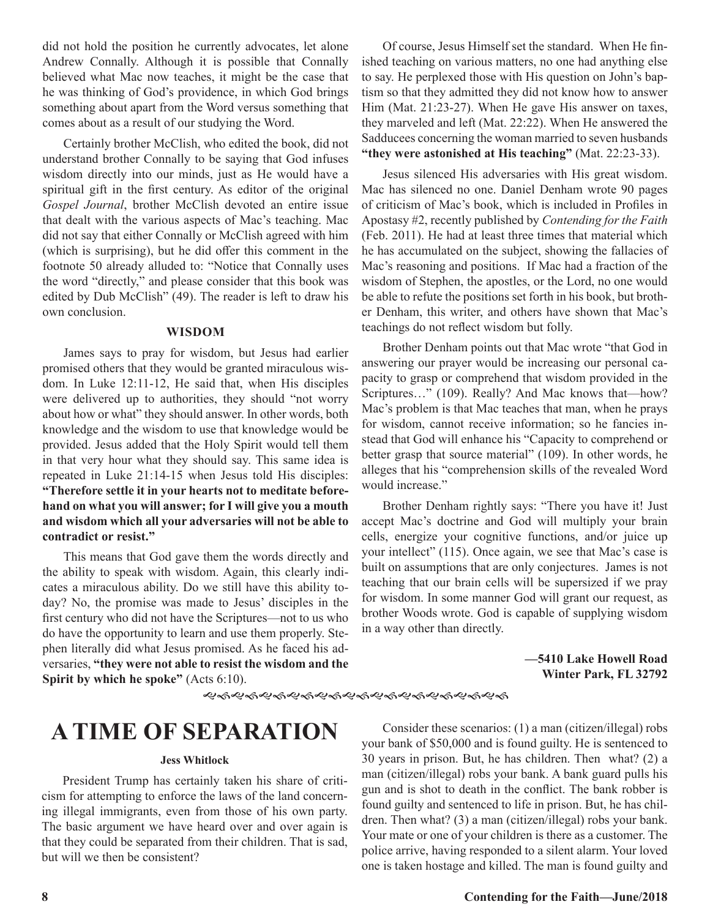did not hold the position he currently advocates, let alone Andrew Connally. Although it is possible that Connally believed what Mac now teaches, it might be the case that he was thinking of God's providence, in which God brings something about apart from the Word versus something that comes about as a result of our studying the Word.

Certainly brother McClish, who edited the book, did not understand brother Connally to be saying that God infuses wisdom directly into our minds, just as He would have a spiritual gift in the first century. As editor of the original *Gospel Journal*, brother McClish devoted an entire issue that dealt with the various aspects of Mac's teaching. Mac did not say that either Connally or McClish agreed with him (which is surprising), but he did offer this comment in the footnote 50 already alluded to: "Notice that Connally uses the word "directly," and please consider that this book was edited by Dub McClish" (49). The reader is left to draw his own conclusion.

### WISDOM

James says to pray for wisdom, but Jesus had earlier promised others that they would be granted miraculous wisdom. In Luke 12:11-12, He said that, when His disciples were delivered up to authorities, they should "not worry about how or what" they should answer. In other words, both knowledge and the wisdom to use that knowledge would be provided. Jesus added that the Holy Spirit would tell them in that very hour what they should say. This same idea is repeated in Luke 21:14-15 when Jesus told His disciples: **"Therefore settle it in your hearts not to meditate beforehand on what you will answer; for I will give you a mouth and wisdom which all your adversaries will not be able to contradict or resist."**

This means that God gave them the words directly and the ability to speak with wisdom. Again, this clearly indicates a miraculous ability. Do we still have this ability today? No, the promise was made to Jesus' disciples in the first century who did not have the Scriptures—not to us who do have the opportunity to learn and use them properly. Stephen literally did what Jesus promised. As he faced his adversaries, **"they were not able to resist the wisdom and the Spirit by which he spoke"** (Acts 6:10).

Of course, Jesus Himself set the standard. When He finished teaching on various matters, no one had anything else to say. He perplexed those with His question on John's baptism so that they admitted they did not know how to answer Him (Mat. 21:23-27). When He gave His answer on taxes, they marveled and left (Mat. 22:22). When He answered the Sadducees concerning the woman married to seven husbands **"they were astonished at His teaching"** (Mat. 22:23-33).

Jesus silenced His adversaries with His great wisdom. Mac has silenced no one. Daniel Denham wrote 90 pages of criticism of Mac's book, which is included in Profiles in Apostasy #2, recently published by *Contending for the Faith* (Feb. 2011). He had at least three times that material which he has accumulated on the subject, showing the fallacies of Mac's reasoning and positions. If Mac had a fraction of the wisdom of Stephen, the apostles, or the Lord, no one would be able to refute the positions set forth in his book, but brother Denham, this writer, and others have shown that Mac's teachings do not reflect wisdom but folly.

Brother Denham points out that Mac wrote "that God in answering our prayer would be increasing our personal capacity to grasp or comprehend that wisdom provided in the Scriptures…" (109). Really? And Mac knows that—how? Mac's problem is that Mac teaches that man, when he prays for wisdom, cannot receive information; so he fancies instead that God will enhance his "Capacity to comprehend or better grasp that source material" (109). In other words, he alleges that his "comprehension skills of the revealed Word would increase."

Brother Denham rightly says: "There you have it! Just accept Mac's doctrine and God will multiply your brain cells, energize your cognitive functions, and/or juice up your intellect" (115). Once again, we see that Mac's case is built on assumptions that are only conjectures. James is not teaching that our brain cells will be supersized if we pray for wisdom. In some manner God will grant our request, as brother Woods wrote. God is capable of supplying wisdom in a way other than directly.

**—5410 Lake Howell Road**
**Winter Park, FL 32792**

# A TIME OF SEPARATION

**Jess Whitlock**

President Trump has certainly taken his share of criticism for attempting to enforce the laws of the land concerning illegal immigrants, even from those of his own party. The basic argument we have heard over and over again is that they could be separated from their children. That is sad, but will we then be consistent?

Consider these scenarios: (1) a man (citizen/illegal) robs your bank of $50,000 and is found guilty. He is sentenced to 30 years in prison. But, he has children. Then what? (2) a man (citizen/illegal) robs your bank. A bank guard pulls his gun and is shot to death in the conflict. The bank robber is found guilty and sentenced to life in prison. But, he has children. Then what? (3) a man (citizen/illegal) robs your bank. Your mate or one of your children is there as a customer. The police arrive, having responded to a silent alarm. Your loved one is taken hostage and killed. The man is found guilty and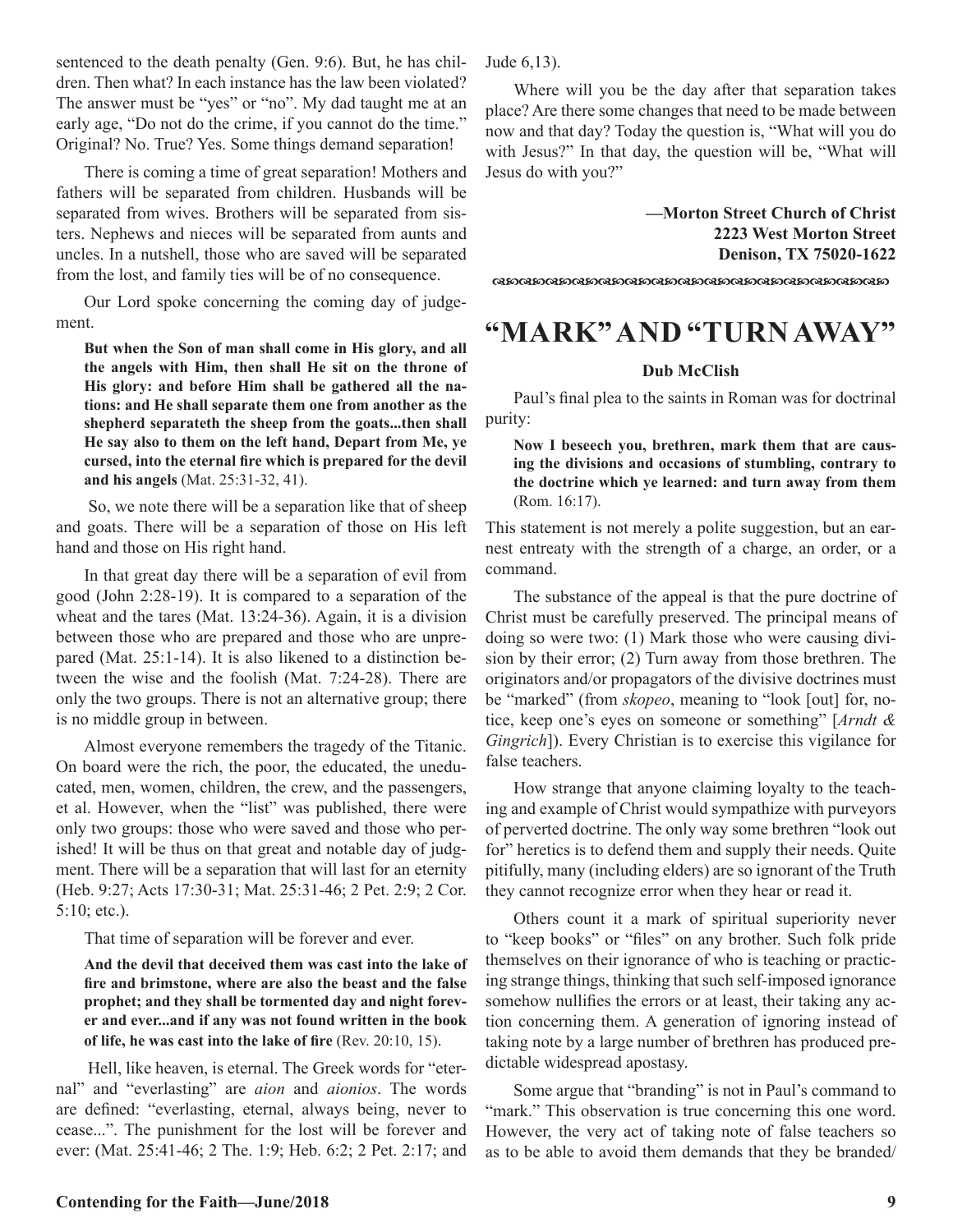sentenced to the death penalty (Gen. 9:6). But, he has children. Then what? In each instance has the law been violated? The answer must be "yes" or "no". My dad taught me at an early age, "Do not do the crime, if you cannot do the time." Original? No. True? Yes. Some things demand separation!

There is coming a time of great separation! Mothers and fathers will be separated from children. Husbands will be separated from wives. Brothers will be separated from sisters. Nephews and nieces will be separated from aunts and uncles. In a nutshell, those who are saved will be separated from the lost, and family ties will be of no consequence.

Our Lord spoke concerning the coming day of judgement.

> **But when the Son of man shall come in His glory, and all the angels with Him, then shall He sit on the throne of His glory: and before Him shall be gathered all the nations: and He shall separate them one from another as the shepherd separateth the sheep from the goats...then shall He say also to them on the left hand, Depart from Me, ye cursed, into the eternal fire which is prepared for the devil and his angels** (Mat. 25:31-32, 41).

So, we note there will be a separation like that of sheep and goats. There will be a separation of those on His left hand and those on His right hand.

In that great day there will be a separation of evil from good (John 2:28-19). It is compared to a separation of the wheat and the tares (Mat. 13:24-36). Again, it is a division between those who are prepared and those who are unprepared (Mat. 25:1-14). It is also likened to a distinction between the wise and the foolish (Mat. 7:24-28). There are only the two groups. There is not an alternative group; there is no middle group in between.

Almost everyone remembers the tragedy of the Titanic. On board were the rich, the poor, the educated, the uneducated, men, women, children, the crew, and the passengers, et al. However, when the "list" was published, there were only two groups: those who were saved and those who perished! It will be thus on that great and notable day of judgment. There will be a separation that will last for an eternity (Heb. 9:27; Acts 17:30-31; Mat. 25:31-46; 2 Pet. 2:9; 2 Cor. 5:10; etc.).

That time of separation will be forever and ever.

> **And the devil that deceived them was cast into the lake of fire and brimstone, where are also the beast and the false prophet; and they shall be tormented day and night forever and ever...and if any was not found written in the book of life, he was cast into the lake of fire** (Rev. 20:10, 15).

Hell, like heaven, is eternal. The Greek words for "eternal" and "everlasting" are *aion* and *aionios*. The words are defined: "everlasting, eternal, always being, never to cease...". The punishment for the lost will be forever and ever: (Mat. 25:41-46; 2 The. 1:9; Heb. 6:2; 2 Pet. 2:17; and Jude 6,13).

Where will you be the day after that separation takes place? Are there some changes that need to be made between now and that day? Today the question is, "What will you do with Jesus?" In that day, the question will be, "What will Jesus do with you?"

**—Morton Street Church of Christ**
**2223 West Morton Street**
**Denison, TX 75020-1622**

# "MARK" AND "TURN AWAY"

**Dub McClish**

Paul's final plea to the saints in Roman was for doctrinal purity:

> **Now I beseech you, brethren, mark them that are causing the divisions and occasions of stumbling, contrary to the doctrine which ye learned: and turn away from them** (Rom. 16:17).

This statement is not merely a polite suggestion, but an earnest entreaty with the strength of a charge, an order, or a command.

The substance of the appeal is that the pure doctrine of Christ must be carefully preserved. The principal means of doing so were two: (1) Mark those who were causing division by their error; (2) Turn away from those brethren. The originators and/or propagators of the divisive doctrines must be "marked" (from *skopeo*, meaning to "look [out] for, notice, keep one's eyes on someone or something" [*Arndt & Gingrich*]). Every Christian is to exercise this vigilance for false teachers.

How strange that anyone claiming loyalty to the teaching and example of Christ would sympathize with purveyors of perverted doctrine. The only way some brethren "look out for" heretics is to defend them and supply their needs. Quite pitifully, many (including elders) are so ignorant of the Truth they cannot recognize error when they hear or read it.

Others count it a mark of spiritual superiority never to "keep books" or "files" on any brother. Such folk pride themselves on their ignorance of who is teaching or practicing strange things, thinking that such self-imposed ignorance somehow nullifies the errors or at least, their taking any action concerning them. A generation of ignoring instead of taking note by a large number of brethren has produced predictable widespread apostasy.

Some argue that "branding" is not in Paul's command to "mark." This observation is true concerning this one word. However, the very act of taking note of false teachers so as to be able to avoid them demands that they be branded/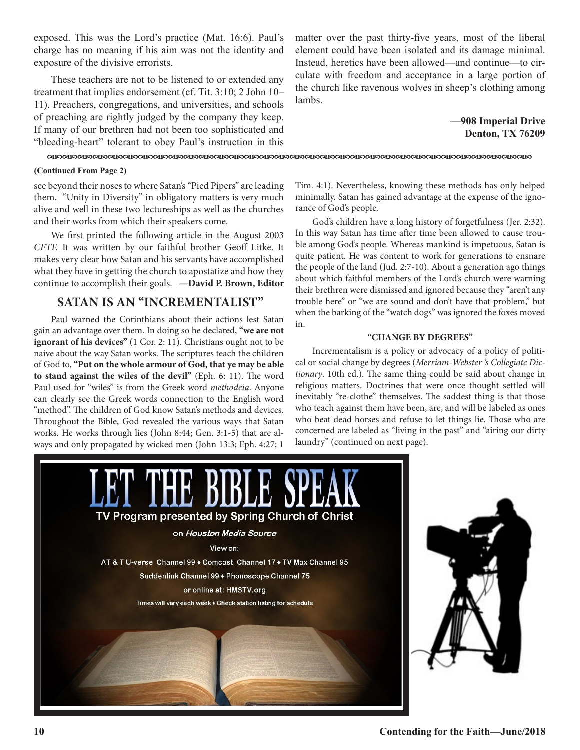exposed. This was the Lord's practice (Mat. 16:6). Paul's charge has no meaning if his aim was not the identity and exposure of the divisive errorists.

These teachers are not to be listened to or extended any treatment that implies endorsement (cf. Tit. 3:10; 2 John 10–11). Preachers, congregations, and universities, and schools of preaching are rightly judged by the company they keep. If many of our brethren had not been too sophisticated and "bleeding-heart" tolerant to obey Paul's instruction in this matter over the past thirty-five years, most of the liberal element could have been isolated and its damage minimal. Instead, heretics have been allowed—and continue—to circulate with freedom and acceptance in a large portion of the church like ravenous wolves in sheep's clothing among lambs.

**—908 Imperial Drive**
**Denton, TX 76209**

**(Continued From Page 2)**

see beyond their noses to where Satan's "Pied Pipers" are leading them. "Unity in Diversity" in obligatory matters is very much alive and well in these two lectureships as well as the churches and their works from which their speakers come.

We first printed the following article in the August 2003 *CFTF.* It was written by our faithful brother Geoff Litke. It makes very clear how Satan and his servants have accomplished what they have in getting the church to apostatize and how they continue to accomplish their goals. **—David P. Brown, Editor**

## SATAN IS AN "INCREMENTALIST"

Paul warned the Corinthians about their actions lest Satan gain an advantage over them. In doing so he declared, **"we are not ignorant of his devices"** (1 Cor. 2: 11). Christians ought not to be naive about the way Satan works. The scriptures teach the children of God to, **"Put on the whole armour of God, that ye may be able to stand against the wiles of the devil"** (Eph. 6: 11). The word Paul used for "wiles" is from the Greek word *methodeia*. Anyone can clearly see the Greek words connection to the English word "method". The children of God know Satan's methods and devices. Throughout the Bible, God revealed the various ways that Satan works. He works through lies (John 8:44; Gen. 3:1-5) that are always and only propagated by wicked men (John 13:3; Eph. 4:27; 1 Tim. 4:1). Nevertheless, knowing these methods has only helped minimally. Satan has gained advantage at the expense of the ignorance of God's people.

God's children have a long history of forgetfulness (Jer. 2:32). In this way Satan has time after time been allowed to cause trouble among God's people. Whereas mankind is impetuous, Satan is quite patient. He was content to work for generations to ensnare the people of the land (Jud. 2:7-10). About a generation ago things about which faithful members of the Lord's church were warning their brethren were dismissed and ignored because they "aren't any trouble here" or "we are sound and don't have that problem," but when the barking of the "watch dogs" was ignored the foxes moved in.

### "CHANGE BY DEGREES"

Incrementalism is a policy or advocacy of a policy of political or social change by degrees (*Merriam-Webster 's Collegiate Dictionary*. 10th ed.). The same thing could be said about change in religious matters. Doctrines that were once thought settled will inevitably "re-clothe" themselves. The saddest thing is that those who teach against them have been, are, and will be labeled as ones who beat dead horses and refuse to let things lie. Those who are concerned are labeled as "living in the past" and "airing our dirty laundry" (continued on next page).

# LET THE BIBLE SPEAK

TV Program presented by Spring Church of Christ

on *Houston Media Source*

View on:

AT & T U-verse Channel 99 ♦ Comcast Channel 17 ♦ TV Max Channel 95

Suddenlink Channel 99 ♦ Phonoscope Channel 75

or online at: HMSTV.org

Times will vary each week ♦ Check station listing for schedule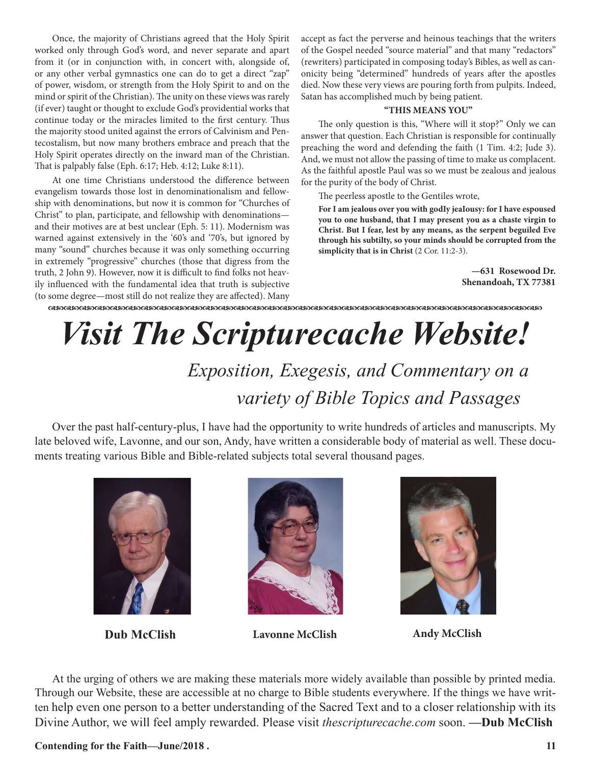Once, the majority of Christians agreed that the Holy Spirit worked only through God's word, and never separate and apart from it (or in conjunction with, in concert with, alongside of, or any other verbal gymnastics one can do to get a direct "zap" of power, wisdom, or strength from the Holy Spirit to and on the mind or spirit of the Christian). The unity on these views was rarely (if ever) taught or thought to exclude God's providential works that continue today or the miracles limited to the first century. Thus the majority stood united against the errors of Calvinism and Pentecostalism, but now many brothers embrace and preach that the Holy Spirit operates directly on the inward man of the Christian. That is palpably false (Eph. 6:17; Heb. 4:12; Luke 8:11).

At one time Christians understood the difference between evangelism towards those lost in denominationalism and fellowship with denominations, but now it is common for "Churches of Christ" to plan, participate, and fellowship with denominations—and their motives are at best unclear (Eph. 5: 11). Modernism was warned against extensively in the '60's and '70's, but ignored by many "sound" churches because it was only something occurring in extremely "progressive" churches (those that digress from the truth, 2 John 9). However, now it is difficult to find folks not heavily influenced with the fundamental idea that truth is subjective (to some degree—most still do not realize they are affected). Many accept as fact the perverse and heinous teachings that the writers of the Gospel needed "source material" and that many "redactors" (rewriters) participated in composing today's Bibles, as well as canonicity being "determined" hundreds of years after the apostles died. Now these very views are pouring forth from pulpits. Indeed, Satan has accomplished much by being patient.

**"THIS MEANS YOU"**

The only question is this, "Where will it stop?" Only we can answer that question. Each Christian is responsible for continually preaching the word and defending the faith (1 Tim. 4:2; Jude 3). And, we must not allow the passing of time to make us complacent. As the faithful apostle Paul was so we must be zealous and jealous for the purity of the body of Christ.

The peerless apostle to the Gentiles wrote,

> **For I am jealous over you with godly jealousy: for I have espoused you to one husband, that I may present you as a chaste virgin to Christ. But I fear, lest by any means, as the serpent beguiled Eve through his subtilty, so your minds should be corrupted from the simplicity that is in Christ** (2 Cor. 11:2-3).

**—631 Rosewood Dr.**
**Shenandoah, TX 77381**

# *Visit The Scripturecache Website!*

## *Exposition, Exegesis, and Commentary on a variety of Bible Topics and Passages*

Over the past half-century-plus, I have had the opportunity to write hundreds of articles and manuscripts. My late beloved wife, Lavonne, and our son, Andy, have written a considerable body of material as well. These documents treating various Bible and Bible-related subjects total several thousand pages.

**Dub McClish** | **Lavonne McClish** | **Andy McClish**

At the urging of others we are making these materials more widely available than possible by printed media. Through our Website, these are accessible at no charge to Bible students everywhere. If the things we have written help even one person to a better understanding of the Sacred Text and to a closer relationship with its Divine Author, we will feel amply rewarded. Please visit *thescripturecache.com* soon. **—Dub McClish**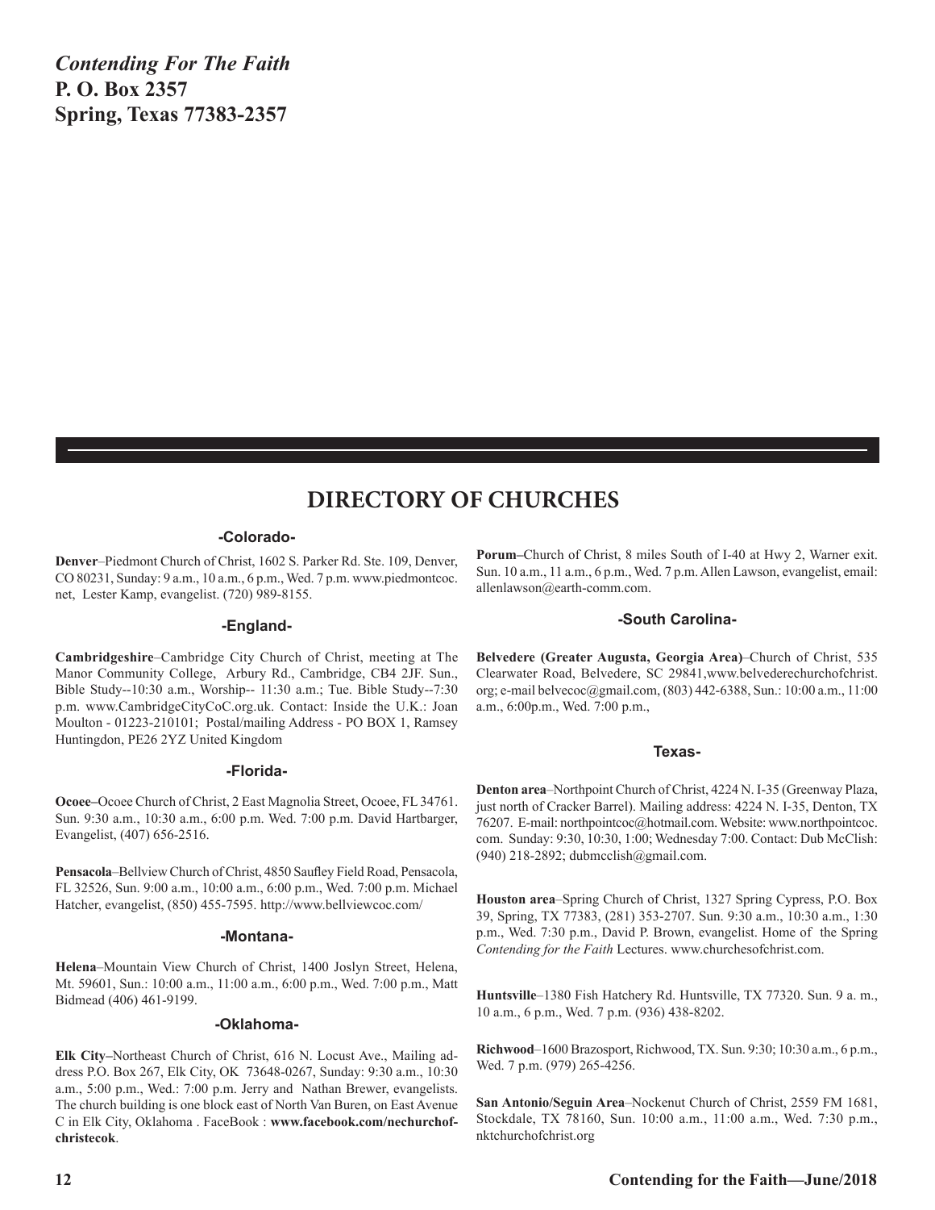*Contending For The Faith*
**P. O. Box 2357**
**Spring, Texas 77383-2357**

# DIRECTORY OF CHURCHES

### -Colorado-

**Denver**–Piedmont Church of Christ, 1602 S. Parker Rd. Ste. 109, Denver, CO 80231, Sunday: 9 a.m., 10 a.m., 6 p.m., Wed. 7 p.m. www.piedmontcoc.net, Lester Kamp, evangelist. (720) 989-8155.

### -England-

**Cambridgeshire**–Cambridge City Church of Christ, meeting at The Manor Community College, Arbury Rd., Cambridge, CB4 2JF. Sun., Bible Study--10:30 a.m., Worship-- 11:30 a.m.; Tue. Bible Study--7:30 p.m. www.CambridgeCityCoC.org.uk. Contact: Inside the U.K.: Joan Moulton - 01223-210101; Postal/mailing Address - PO BOX 1, Ramsey Huntingdon, PE26 2YZ United Kingdom

### -Florida-

**Ocoee–**Ocoee Church of Christ, 2 East Magnolia Street, Ocoee, FL 34761. Sun. 9:30 a.m., 10:30 a.m., 6:00 p.m. Wed. 7:00 p.m. David Hartbarger, Evangelist, (407) 656-2516.

**Pensacola**–Bellview Church of Christ, 4850 Saufley Field Road, Pensacola, FL 32526, Sun. 9:00 a.m., 10:00 a.m., 6:00 p.m., Wed. 7:00 p.m. Michael Hatcher, evangelist, (850) 455-7595. http://www.bellviewcoc.com/

### -Montana-

**Helena**–Mountain View Church of Christ, 1400 Joslyn Street, Helena, Mt. 59601, Sun.: 10:00 a.m., 11:00 a.m., 6:00 p.m., Wed. 7:00 p.m., Matt Bidmead (406) 461-9199.

### -Oklahoma-

**Elk City–**Northeast Church of Christ, 616 N. Locust Ave., Mailing address P.O. Box 267, Elk City, OK 73648-0267, Sunday: 9:30 a.m., 10:30 a.m., 5:00 p.m., Wed.: 7:00 p.m. Jerry and Nathan Brewer, evangelists. The church building is one block east of North Van Buren, on East Avenue C in Elk City, Oklahoma . FaceBook : **www.facebook.com/nechurchofchristecok**.

**Porum–**Church of Christ, 8 miles South of I-40 at Hwy 2, Warner exit. Sun. 10 a.m., 11 a.m., 6 p.m., Wed. 7 p.m. Allen Lawson, evangelist, email: allenlawson@earth-comm.com.

### -South Carolina-

**Belvedere (Greater Augusta, Georgia Area)**–Church of Christ, 535 Clearwater Road, Belvedere, SC 29841,www.belvederechurchofchrist.org; e-mail belvecoc@gmail.com, (803) 442-6388, Sun.: 10:00 a.m., 11:00 a.m., 6:00p.m., Wed. 7:00 p.m.,

### Texas-

**Denton area**–Northpoint Church of Christ, 4224 N. I-35 (Greenway Plaza, just north of Cracker Barrel). Mailing address: 4224 N. I-35, Denton, TX 76207. E-mail: northpointcoc@hotmail.com. Website: www.northpointcoc.com. Sunday: 9:30, 10:30, 1:00; Wednesday 7:00. Contact: Dub McClish: (940) 218-2892; dubmcclish@gmail.com.

**Houston area**–Spring Church of Christ, 1327 Spring Cypress, P.O. Box 39, Spring, TX 77383, (281) 353-2707. Sun. 9:30 a.m., 10:30 a.m., 1:30 p.m., Wed. 7:30 p.m., David P. Brown, evangelist. Home of the Spring *Contending for the Faith* Lectures. www.churchesofchrist.com.

**Huntsville**–1380 Fish Hatchery Rd. Huntsville, TX 77320. Sun. 9 a. m., 10 a.m., 6 p.m., Wed. 7 p.m. (936) 438-8202.

**Richwood**–1600 Brazosport, Richwood, TX. Sun. 9:30; 10:30 a.m., 6 p.m., Wed. 7 p.m. (979) 265-4256.

**San Antonio/Seguin Area**–Nockenut Church of Christ, 2559 FM 1681, Stockdale, TX 78160, Sun. 10:00 a.m., 11:00 a.m., Wed. 7:30 p.m., nktchurchofchrist.org